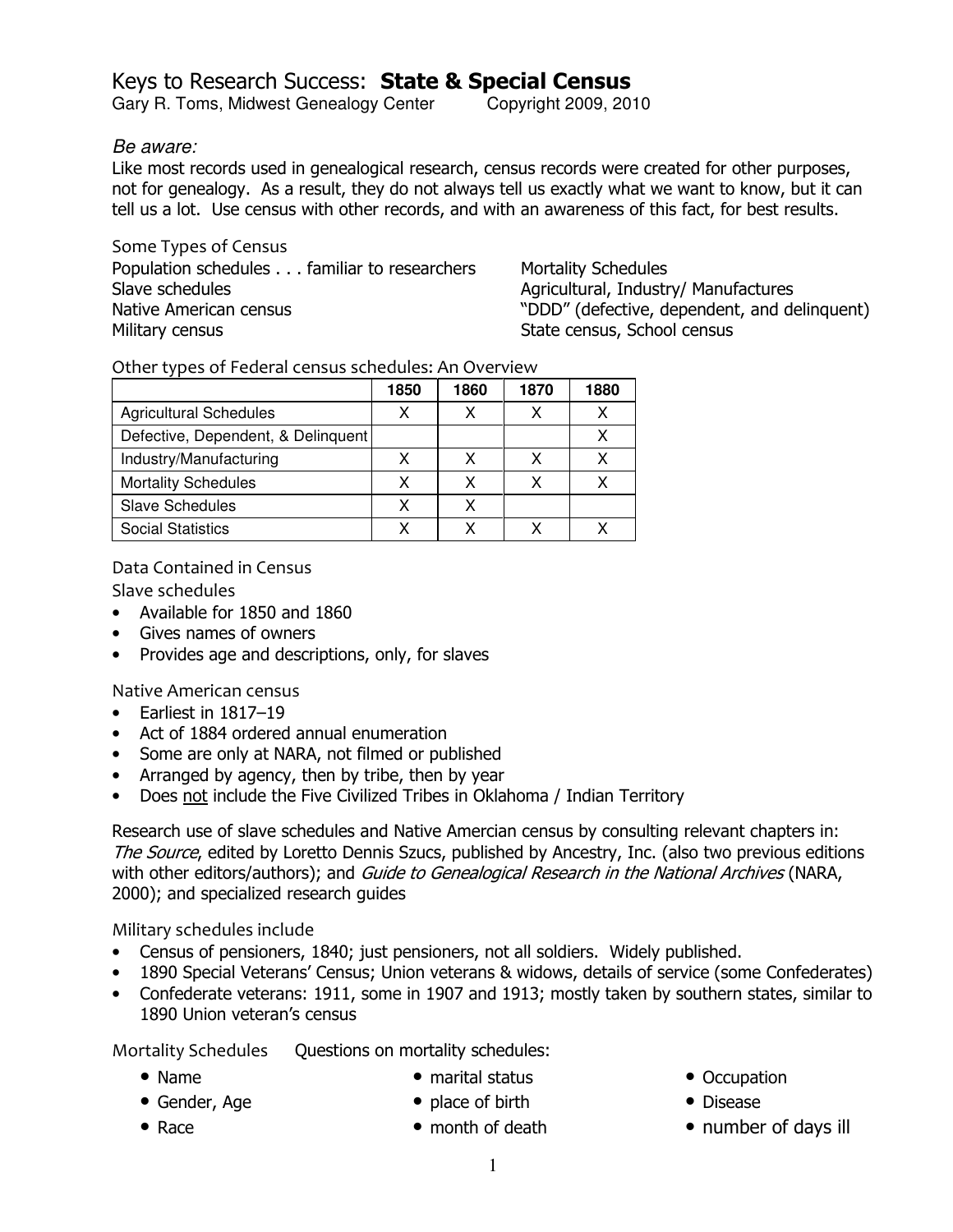# Keys to Research Success: **State & Special Census**

Gary R. Toms, Midwest Genealogy Center Copyright 2009, 2010

*Be aware:*

Like most records used in genealogical research, census records were created for other purposes, not for genealogy. As a result, they do not always tell us exactly what we want to know, but it can tell us a lot. Use census with other records, and with an awareness of this fact, for best results.

### Some Types of Census

- Population schedules . . . familiar to researchers
- Slave schedules
- Native American census
- Military census
- Mortality Schedules
- Agricultural, Industry/ Manufactures
- "DDD" (defective, dependent, and delinquent)
- State census, School census

### Other types of Federal census schedules: An Overview

| | 1850 | 1860 | 1870 | 1880 |
|---|---|---|---|---|
| Agricultural Schedules | X | X | X | X |
| Defective, Dependent, & Delinquent | | | | X |
| Industry/Manufacturing | X | X | X | X |
| Mortality Schedules | X | X | X | X |
| Slave Schedules | X | X | | |
| Social Statistics | X | X | X | X |

### Data Contained in Census

#### Slave schedules

- Available for 1850 and 1860
- Gives names of owners
- Provides age and descriptions, only, for slaves

#### Native American census

- Earliest in 1817–19
- Act of 1884 ordered annual enumeration
- Some are only at NARA, not filmed or published
- Arranged by agency, then by tribe, then by year
- Does <u>not</u> include the Five Civilized Tribes in Oklahoma / Indian Territory

Research use of slave schedules and Native Amercian census by consulting relevant chapters in: *The Source*, edited by Loretto Dennis Szucs, published by Ancestry, Inc. (also two previous editions with other editors/authors); and *Guide to Genealogical Research in the National Archives* (NARA, 2000); and specialized research guides

#### Military schedules include

- Census of pensioners, 1840; just pensioners, not all soldiers. Widely published.
- 1890 Special Veterans' Census; Union veterans & widows, details of service (some Confederates)
- Confederate veterans: 1911, some in 1907 and 1913; mostly taken by southern states, similar to 1890 Union veteran's census

#### Mortality Schedules

Questions on mortality schedules:

- Name
- Gender, Age
- Race
- marital status
- place of birth
- month of death
- Occupation
- Disease
- number of days ill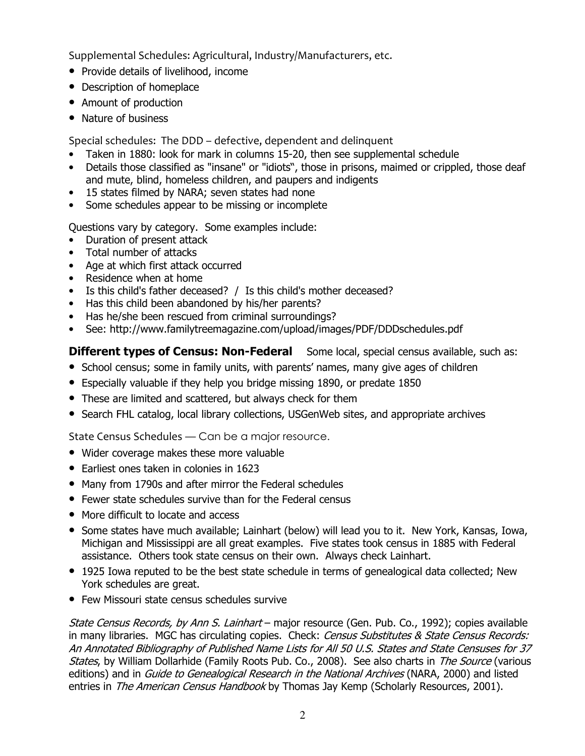Supplemental Schedules: Agricultural, Industry/Manufacturers, etc.

- Provide details of livelihood, income
- Description of homeplace
- Amount of production
- Nature of business

Special schedules: The DDD – defective, dependent and delinquent

- Taken in 1880: look for mark in columns 15-20, then see supplemental schedule
- Details those classified as "insane" or "idiots", those in prisons, maimed or crippled, those deaf and mute, blind, homeless children, and paupers and indigents
- 15 states filmed by NARA; seven states had none
- Some schedules appear to be missing or incomplete

Questions vary by category. Some examples include:

- Duration of present attack
- Total number of attacks
- Age at which first attack occurred
- Residence when at home
- Is this child's father deceased? / Is this child's mother deceased?
- Has this child been abandoned by his/her parents?
- Has he/she been rescued from criminal surroundings?
- See: http://www.familytreemagazine.com/upload/images/PDF/DDDschedules.pdf

**Different types of Census: Non-Federal** Some local, special census available, such as:

- School census; some in family units, with parents' names, many give ages of children
- Especially valuable if they help you bridge missing 1890, or predate 1850
- These are limited and scattered, but always check for them
- Search FHL catalog, local library collections, USGenWeb sites, and appropriate archives

State Census Schedules — Can be a major resource.

- Wider coverage makes these more valuable
- Earliest ones taken in colonies in 1623
- Many from 1790s and after mirror the Federal schedules
- Fewer state schedules survive than for the Federal census
- More difficult to locate and access
- Some states have much available; Lainhart (below) will lead you to it. New York, Kansas, Iowa, Michigan and Mississippi are all great examples. Five states took census in 1885 with Federal assistance. Others took state census on their own. Always check Lainhart.
- 1925 Iowa reputed to be the best state schedule in terms of genealogical data collected; New York schedules are great.
- Few Missouri state census schedules survive

*State Census Records, by Ann S. Lainhart* – major resource (Gen. Pub. Co., 1992); copies available in many libraries. MGC has circulating copies. Check: *Census Substitutes & State Census Records: An Annotated Bibliography of Published Name Lists for All 50 U.S. States and State Censuses for 37 States*, by William Dollarhide (Family Roots Pub. Co., 2008). See also charts in *The Source* (various editions) and in *Guide to Genealogical Research in the National Archives* (NARA, 2000) and listed entries in *The American Census Handbook* by Thomas Jay Kemp (Scholarly Resources, 2001).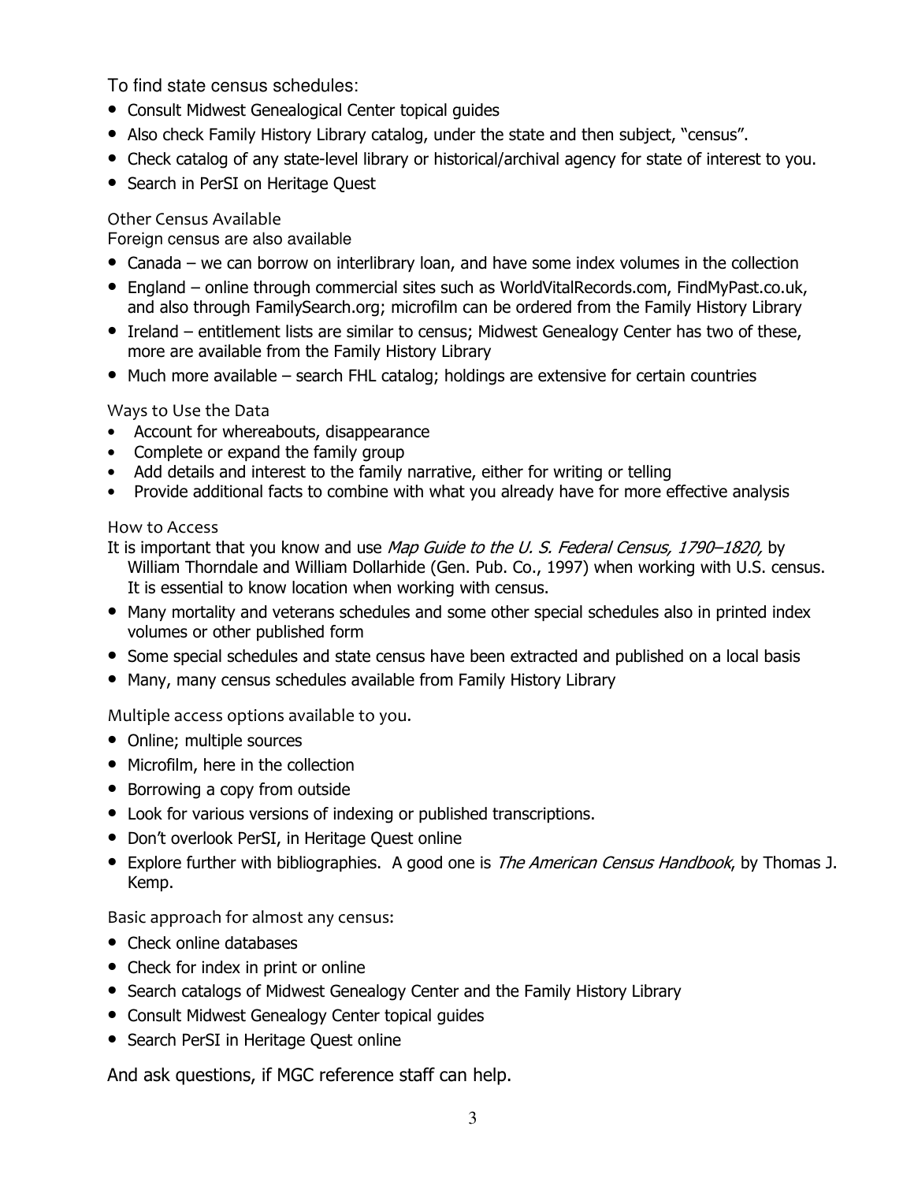To find state census schedules:

- Consult Midwest Genealogical Center topical guides
- Also check Family History Library catalog, under the state and then subject, "census".
- Check catalog of any state-level library or historical/archival agency for state of interest to you.
- Search in PerSI on Heritage Quest

### Other Census Available

Foreign census are also available

- Canada – we can borrow on interlibrary loan, and have some index volumes in the collection
- England – online through commercial sites such as WorldVitalRecords.com, FindMyPast.co.uk, and also through FamilySearch.org; microfilm can be ordered from the Family History Library
- Ireland – entitlement lists are similar to census; Midwest Genealogy Center has two of these, more are available from the Family History Library
- Much more available – search FHL catalog; holdings are extensive for certain countries

### Ways to Use the Data

- Account for whereabouts, disappearance
- Complete or expand the family group
- Add details and interest to the family narrative, either for writing or telling
- Provide additional facts to combine with what you already have for more effective analysis

### How to Access

It is important that you know and use *Map Guide to the U. S. Federal Census, 1790–1820,* by William Thorndale and William Dollarhide (Gen. Pub. Co., 1997) when working with U.S. census. It is essential to know location when working with census.

- Many mortality and veterans schedules and some other special schedules also in printed index volumes or other published form
- Some special schedules and state census have been extracted and published on a local basis
- Many, many census schedules available from Family History Library

### Multiple access options available to you.

- Online; multiple sources
- Microfilm, here in the collection
- Borrowing a copy from outside
- Look for various versions of indexing or published transcriptions.
- Don't overlook PerSI, in Heritage Quest online
- Explore further with bibliographies. A good one is *The American Census Handbook*, by Thomas J. Kemp.

### Basic approach for almost any census:

- Check online databases
- Check for index in print or online
- Search catalogs of Midwest Genealogy Center and the Family History Library
- Consult Midwest Genealogy Center topical guides
- Search PerSI in Heritage Quest online

And ask questions, if MGC reference staff can help.